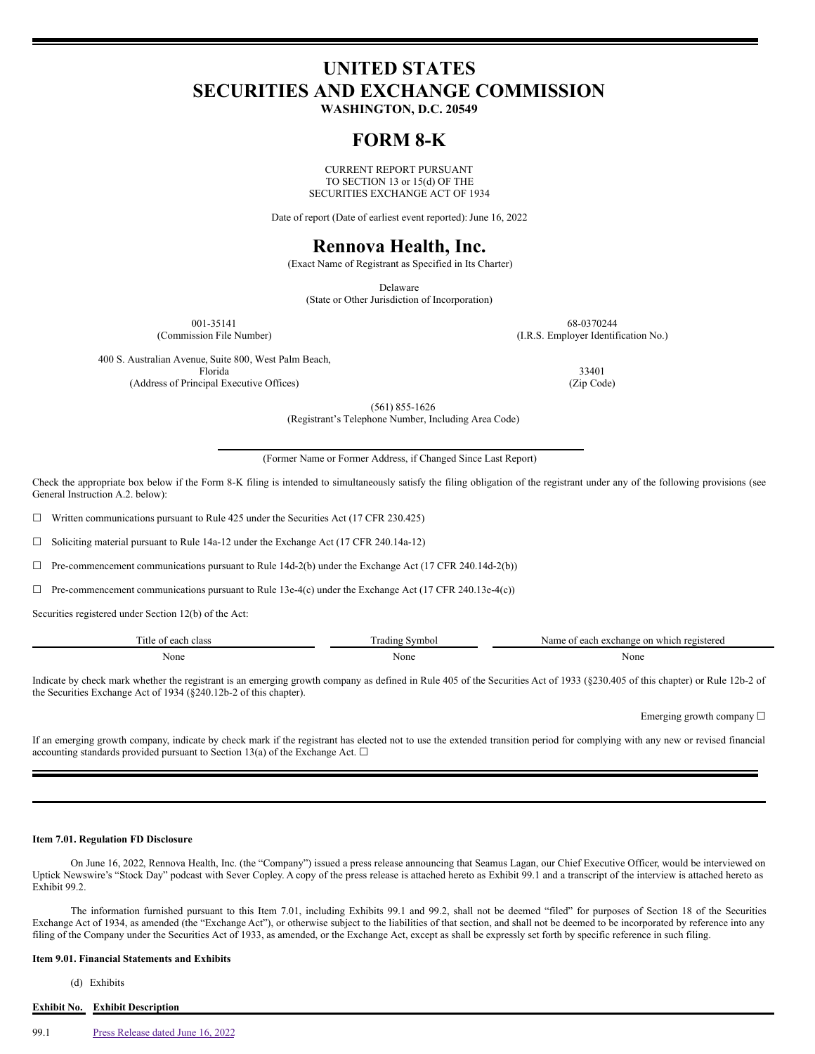# UNITED STATES
# SECURITIES AND EXCHANGE COMMISSION

**WASHINGTON, D.C. 20549**

# FORM 8-K

CURRENT REPORT PURSUANT
TO SECTION 13 or 15(d) OF THE
SECURITIES EXCHANGE ACT OF 1934

Date of report (Date of earliest event reported): June 16, 2022

# Rennova Health, Inc.

(Exact Name of Registrant as Specified in Its Charter)

Delaware
(State or Other Jurisdiction of Incorporation)

| | |
|---|---|
| 001-35141<br>(Commission File Number) | 68-0370244<br>(I.R.S. Employer Identification No.) |
| 400 S. Australian Avenue, Suite 800, West Palm Beach, Florida<br>(Address of Principal Executive Offices) | 33401<br>(Zip Code) |

(561) 855-1626
(Registrant's Telephone Number, Including Area Code)

(Former Name or Former Address, if Changed Since Last Report)

Check the appropriate box below if the Form 8-K filing is intended to simultaneously satisfy the filing obligation of the registrant under any of the following provisions (see General Instruction A.2. below):

☐ Written communications pursuant to Rule 425 under the Securities Act (17 CFR 230.425)

☐ Soliciting material pursuant to Rule 14a-12 under the Exchange Act (17 CFR 240.14a-12)

☐ Pre-commencement communications pursuant to Rule 14d-2(b) under the Exchange Act (17 CFR 240.14d-2(b))

☐ Pre-commencement communications pursuant to Rule 13e-4(c) under the Exchange Act (17 CFR 240.13e-4(c))

Securities registered under Section 12(b) of the Act:

| Title of each class | Trading Symbol | Name of each exchange on which registered |
|---|---|---|
| None | None | None |

Indicate by check mark whether the registrant is an emerging growth company as defined in Rule 405 of the Securities Act of 1933 (§230.405 of this chapter) or Rule 12b-2 of the Securities Exchange Act of 1934 (§240.12b-2 of this chapter).

Emerging growth company ☐

If an emerging growth company, indicate by check mark if the registrant has elected not to use the extended transition period for complying with any new or revised financial accounting standards provided pursuant to Section 13(a) of the Exchange Act. ☐

**Item 7.01. Regulation FD Disclosure**

On June 16, 2022, Rennova Health, Inc. (the "Company") issued a press release announcing that Seamus Lagan, our Chief Executive Officer, would be interviewed on Uptick Newswire's "Stock Day" podcast with Sever Copley. A copy of the press release is attached hereto as Exhibit 99.1 and a transcript of the interview is attached hereto as Exhibit 99.2.

The information furnished pursuant to this Item 7.01, including Exhibits 99.1 and 99.2, shall not be deemed "filed" for purposes of Section 18 of the Securities Exchange Act of 1934, as amended (the "Exchange Act"), or otherwise subject to the liabilities of that section, and shall not be deemed to be incorporated by reference into any filing of the Company under the Securities Act of 1933, as amended, or the Exchange Act, except as shall be expressly set forth by specific reference in such filing.

**Item 9.01. Financial Statements and Exhibits**

(d) Exhibits

| Exhibit No. | Exhibit Description |
|---|---|
| 99.1 | Press Release dated June 16, 2022 |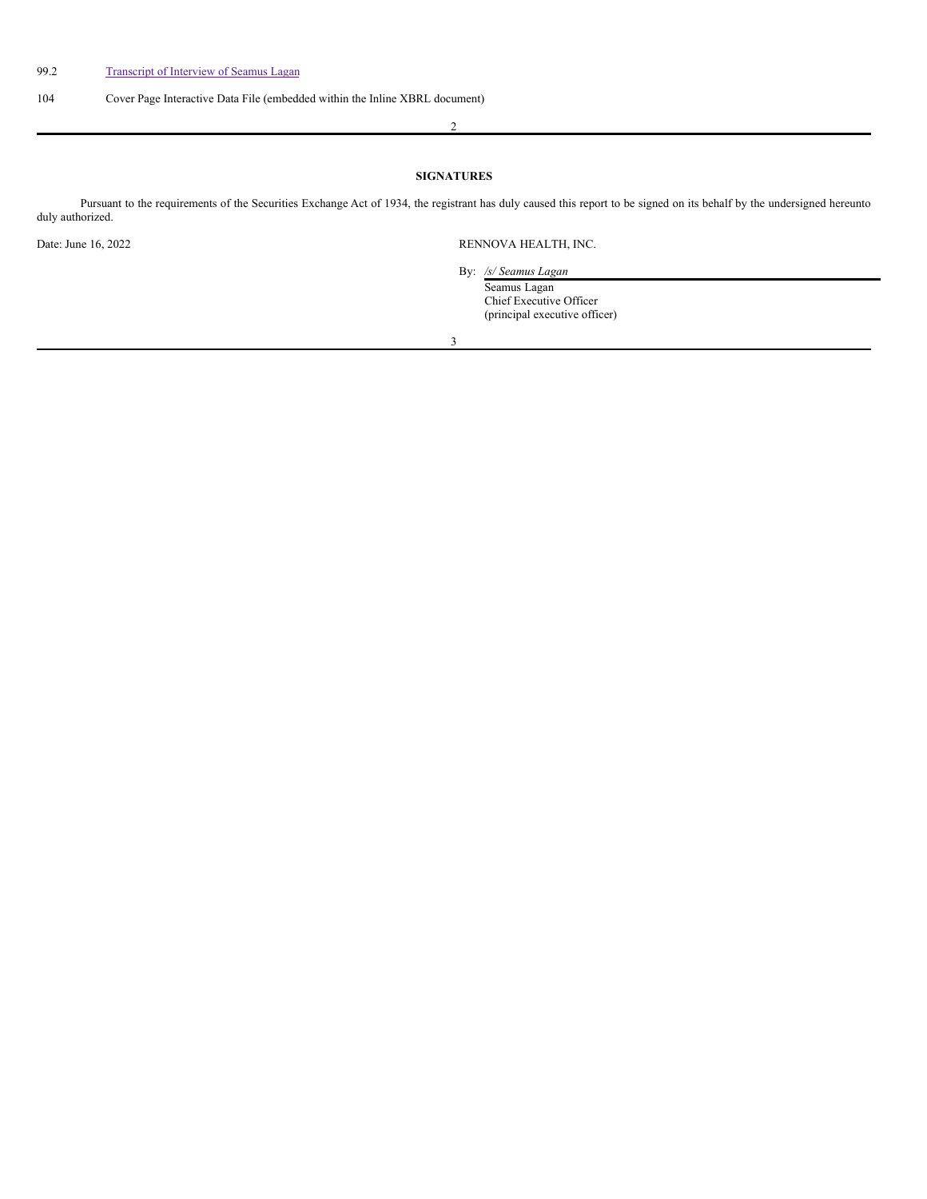| | |
|---|---|
| 99.2 | Transcript of Interview of Seamus Lagan |
| 104 | Cover Page Interactive Data File (embedded within the Inline XBRL document) |

## SIGNATURES

Pursuant to the requirements of the Securities Exchange Act of 1934, the registrant has duly caused this report to be signed on its behalf by the undersigned hereunto duly authorized.

Date: June 16, 2022

RENNOVA HEALTH, INC.

By: */s/ Seamus Lagan*
Seamus Lagan
Chief Executive Officer
(principal executive officer)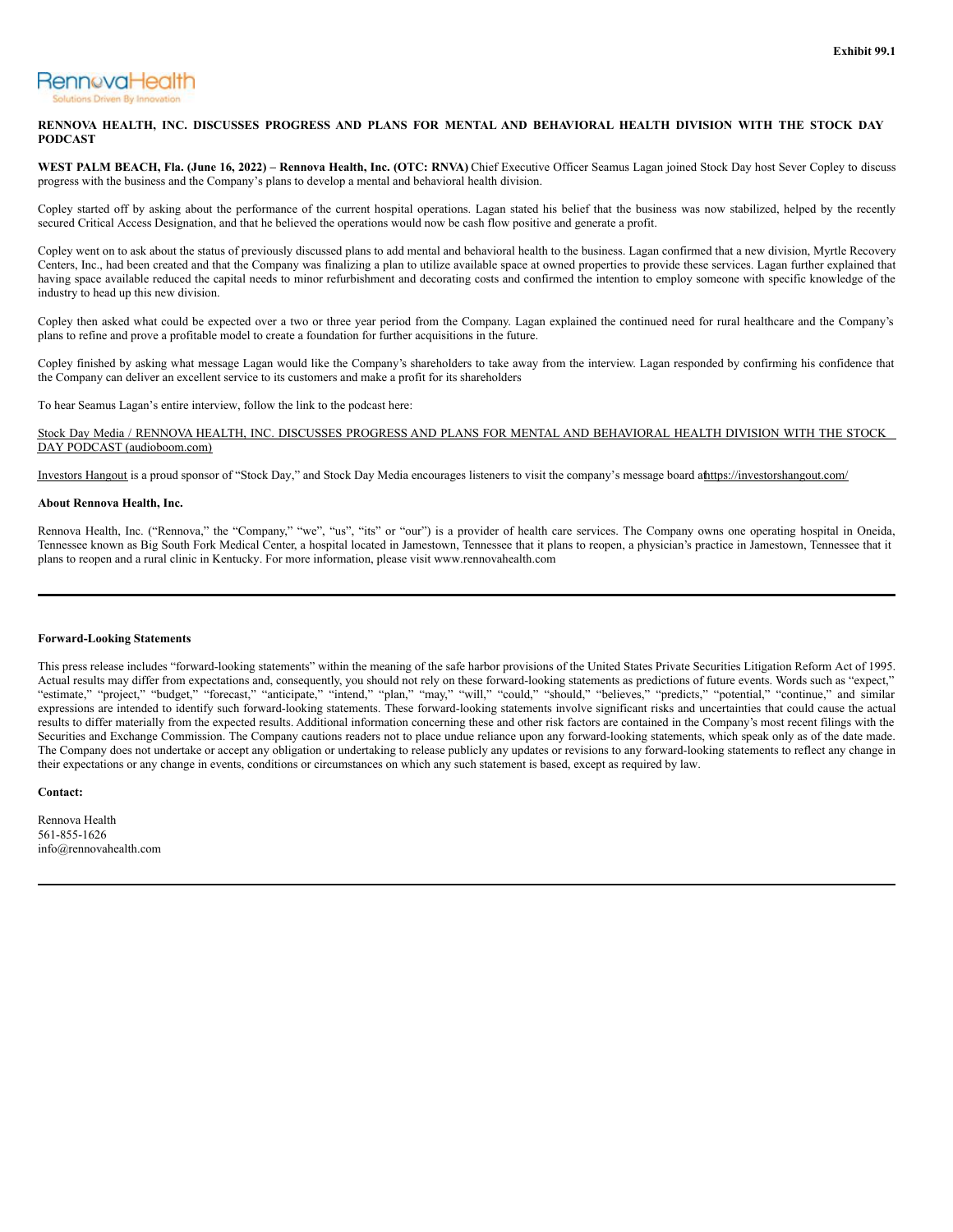Exhibit 99.1

RennovaHealth
Solutions Driven By Innovation

**RENNOVA HEALTH, INC. DISCUSSES PROGRESS AND PLANS FOR MENTAL AND BEHAVIORAL HEALTH DIVISION WITH THE STOCK DAY PODCAST**

**WEST PALM BEACH, Fla. (June 16, 2022) – Rennova Health, Inc. (OTC: RNVA)** Chief Executive Officer Seamus Lagan joined Stock Day host Sever Copley to discuss progress with the business and the Company's plans to develop a mental and behavioral health division.

Copley started off by asking about the performance of the current hospital operations. Lagan stated his belief that the business was now stabilized, helped by the recently secured Critical Access Designation, and that he believed the operations would now be cash flow positive and generate a profit.

Copley went on to ask about the status of previously discussed plans to add mental and behavioral health to the business. Lagan confirmed that a new division, Myrtle Recovery Centers, Inc., had been created and that the Company was finalizing a plan to utilize available space at owned properties to provide these services. Lagan further explained that having space available reduced the capital needs to minor refurbishment and decorating costs and confirmed the intention to employ someone with specific knowledge of the industry to head up this new division.

Copley then asked what could be expected over a two or three year period from the Company. Lagan explained the continued need for rural healthcare and the Company's plans to refine and prove a profitable model to create a foundation for further acquisitions in the future.

Copley finished by asking what message Lagan would like the Company's shareholders to take away from the interview. Lagan responded by confirming his confidence that the Company can deliver an excellent service to its customers and make a profit for its shareholders

To hear Seamus Lagan's entire interview, follow the link to the podcast here:

Stock Day Media / RENNOVA HEALTH, INC. DISCUSSES PROGRESS AND PLANS FOR MENTAL AND BEHAVIORAL HEALTH DIVISION WITH THE STOCK DAY PODCAST (audioboom.com)

Investors Hangout is a proud sponsor of "Stock Day," and Stock Day Media encourages listeners to visit the company's message board at https://investorshangout.com/

**About Rennova Health, Inc.**

Rennova Health, Inc. ("Rennova," the "Company," "we", "us", "its" or "our") is a provider of health care services. The Company owns one operating hospital in Oneida, Tennessee known as Big South Fork Medical Center, a hospital located in Jamestown, Tennessee that it plans to reopen, a physician's practice in Jamestown, Tennessee that it plans to reopen and a rural clinic in Kentucky. For more information, please visit www.rennovahealth.com

---

**Forward-Looking Statements**

This press release includes "forward-looking statements" within the meaning of the safe harbor provisions of the United States Private Securities Litigation Reform Act of 1995. Actual results may differ from expectations and, consequently, you should not rely on these forward-looking statements as predictions of future events. Words such as "expect," "estimate," "project," "budget," "forecast," "anticipate," "intend," "plan," "may," "will," "could," "should," "believes," "predicts," "potential," "continue," and similar expressions are intended to identify such forward-looking statements. These forward-looking statements involve significant risks and uncertainties that could cause the actual results to differ materially from the expected results. Additional information concerning these and other risk factors are contained in the Company's most recent filings with the Securities and Exchange Commission. The Company cautions readers not to place undue reliance upon any forward-looking statements, which speak only as of the date made. The Company does not undertake or accept any obligation or undertaking to release publicly any updates or revisions to any forward-looking statements to reflect any change in their expectations or any change in events, conditions or circumstances on which any such statement is based, except as required by law.

**Contact:**

Rennova Health
561-855-1626
info@rennovahealth.com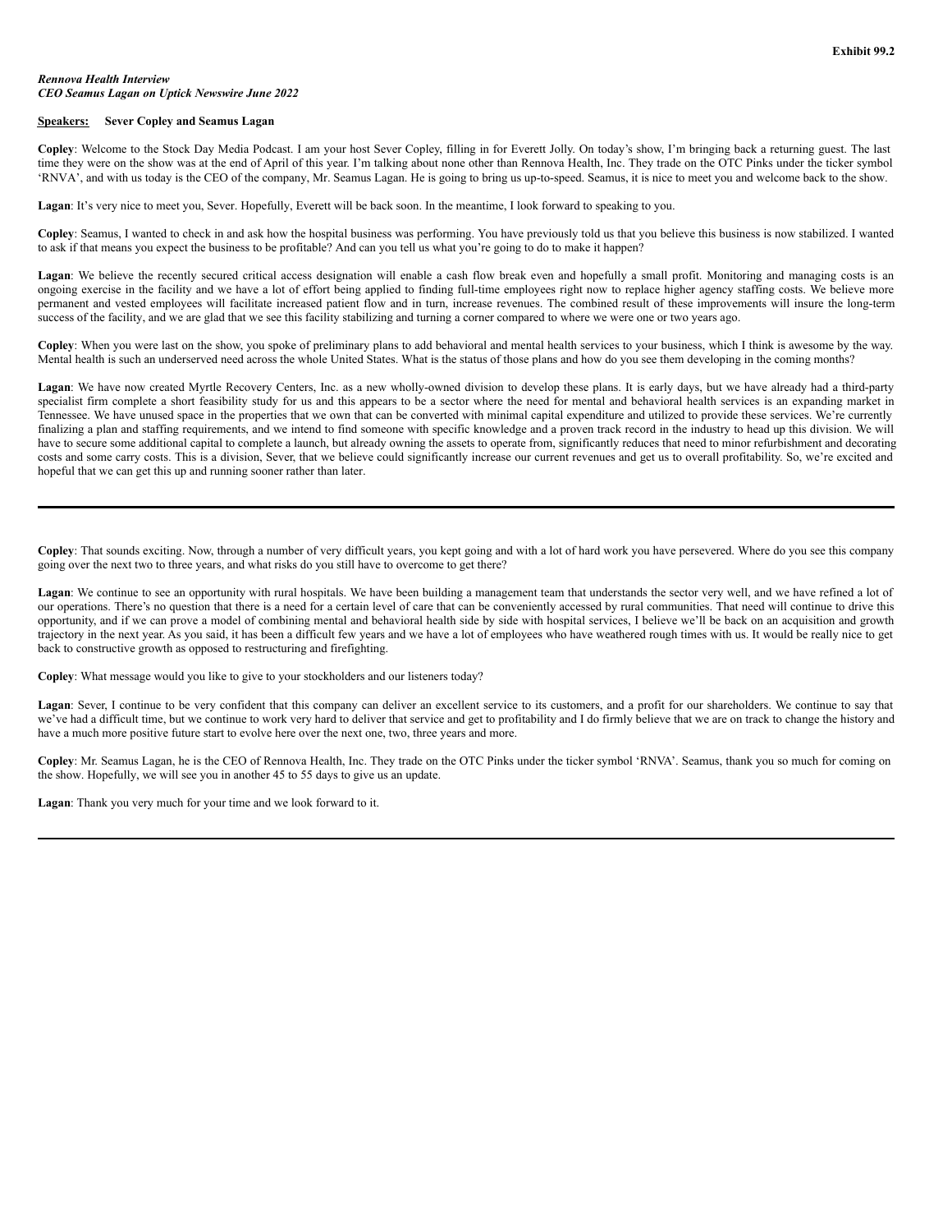**Exhibit 99.2**

***Rennova Health Interview***
***CEO Seamus Lagan on Uptick Newswire June 2022***

**<u>Speakers:</u>** **Sever Copley and Seamus Lagan**

**Copley**: Welcome to the Stock Day Media Podcast. I am your host Sever Copley, filling in for Everett Jolly. On today's show, I'm bringing back a returning guest. The last time they were on the show was at the end of April of this year. I'm talking about none other than Rennova Health, Inc. They trade on the OTC Pinks under the ticker symbol 'RNVA', and with us today is the CEO of the company, Mr. Seamus Lagan. He is going to bring us up-to-speed. Seamus, it is nice to meet you and welcome back to the show.

**Lagan**: It's very nice to meet you, Sever. Hopefully, Everett will be back soon. In the meantime, I look forward to speaking to you.

**Copley**: Seamus, I wanted to check in and ask how the hospital business was performing. You have previously told us that you believe this business is now stabilized. I wanted to ask if that means you expect the business to be profitable? And can you tell us what you're going to do to make it happen?

**Lagan**: We believe the recently secured critical access designation will enable a cash flow break even and hopefully a small profit. Monitoring and managing costs is an ongoing exercise in the facility and we have a lot of effort being applied to finding full-time employees right now to replace higher agency staffing costs. We believe more permanent and vested employees will facilitate increased patient flow and in turn, increase revenues. The combined result of these improvements will insure the long-term success of the facility, and we are glad that we see this facility stabilizing and turning a corner compared to where we were one or two years ago.

**Copley**: When you were last on the show, you spoke of preliminary plans to add behavioral and mental health services to your business, which I think is awesome by the way. Mental health is such an underserved need across the whole United States. What is the status of those plans and how do you see them developing in the coming months?

**Lagan**: We have now created Myrtle Recovery Centers, Inc. as a new wholly-owned division to develop these plans. It is early days, but we have already had a third-party specialist firm complete a short feasibility study for us and this appears to be a sector where the need for mental and behavioral health services is an expanding market in Tennessee. We have unused space in the properties that we own that can be converted with minimal capital expenditure and utilized to provide these services. We're currently finalizing a plan and staffing requirements, and we intend to find someone with specific knowledge and a proven track record in the industry to head up this division. We will have to secure some additional capital to complete a launch, but already owning the assets to operate from, significantly reduces that need to minor refurbishment and decorating costs and some carry costs. This is a division, Sever, that we believe could significantly increase our current revenues and get us to overall profitability. So, we're excited and hopeful that we can get this up and running sooner rather than later.

---

**Copley**: That sounds exciting. Now, through a number of very difficult years, you kept going and with a lot of hard work you have persevered. Where do you see this company going over the next two to three years, and what risks do you still have to overcome to get there?

**Lagan**: We continue to see an opportunity with rural hospitals. We have been building a management team that understands the sector very well, and we have refined a lot of our operations. There's no question that there is a need for a certain level of care that can be conveniently accessed by rural communities. That need will continue to drive this opportunity, and if we can prove a model of combining mental and behavioral health side by side with hospital services, I believe we'll be back on an acquisition and growth trajectory in the next year. As you said, it has been a difficult few years and we have a lot of employees who have weathered rough times with us. It would be really nice to get back to constructive growth as opposed to restructuring and firefighting.

**Copley**: What message would you like to give to your stockholders and our listeners today?

**Lagan**: Sever, I continue to be very confident that this company can deliver an excellent service to its customers, and a profit for our shareholders. We continue to say that we've had a difficult time, but we continue to work very hard to deliver that service and get to profitability and I do firmly believe that we are on track to change the history and have a much more positive future start to evolve here over the next one, two, three years and more.

**Copley**: Mr. Seamus Lagan, he is the CEO of Rennova Health, Inc. They trade on the OTC Pinks under the ticker symbol 'RNVA'. Seamus, thank you so much for coming on the show. Hopefully, we will see you in another 45 to 55 days to give us an update.

**Lagan**: Thank you very much for your time and we look forward to it.